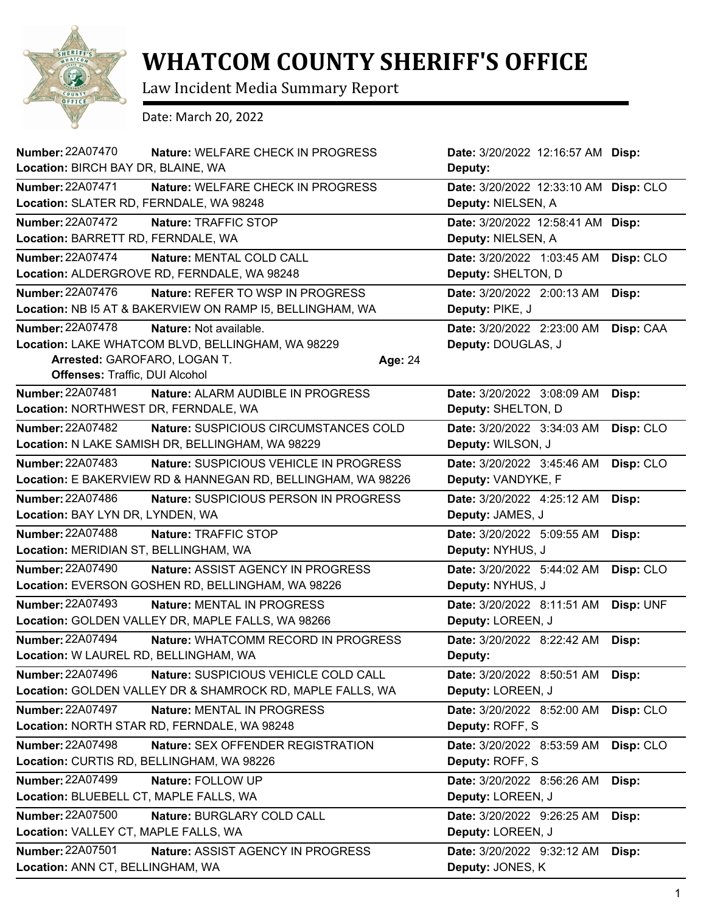# WHATCOM COUNTY SHERIFF'S OFFICE

Law Incident Media Summary Report

Date: March 20, 2022

**Number:** 22A07470 **Nature:** WELFARE CHECK IN PROGRESS **Date:** 3/20/2022 12:16:57 AM **Disp:**
**Location:** BIRCH BAY DR, BLAINE, WA **Deputy:**

**Number:** 22A07471 **Nature:** WELFARE CHECK IN PROGRESS **Date:** 3/20/2022 12:33:10 AM **Disp:** CLO
**Location:** SLATER RD, FERNDALE, WA 98248 **Deputy:** NIELSEN, A

**Number:** 22A07472 **Nature:** TRAFFIC STOP **Date:** 3/20/2022 12:58:41 AM **Disp:**
**Location:** BARRETT RD, FERNDALE, WA **Deputy:** NIELSEN, A

**Number:** 22A07474 **Nature:** MENTAL COLD CALL **Date:** 3/20/2022 1:03:45 AM **Disp:** CLO
**Location:** ALDERGROVE RD, FERNDALE, WA 98248 **Deputy:** SHELTON, D

**Number:** 22A07476 **Nature:** REFER TO WSP IN PROGRESS **Date:** 3/20/2022 2:00:13 AM **Disp:**
**Location:** NB I5 AT & BAKERVIEW ON RAMP I5, BELLINGHAM, WA **Deputy:** PIKE, J

**Number:** 22A07478 **Nature:** Not available. **Date:** 3/20/2022 2:23:00 AM **Disp:** CAA
**Location:** LAKE WHATCOM BLVD, BELLINGHAM, WA 98229 **Deputy:** DOUGLAS, J
**Arrested:** GAROFARO, LOGAN T. **Age:** 24
**Offenses:** Traffic, DUI Alcohol

**Number:** 22A07481 **Nature:** ALARM AUDIBLE IN PROGRESS **Date:** 3/20/2022 3:08:09 AM **Disp:**
**Location:** NORTHWEST DR, FERNDALE, WA **Deputy:** SHELTON, D

**Number:** 22A07482 **Nature:** SUSPICIOUS CIRCUMSTANCES COLD **Date:** 3/20/2022 3:34:03 AM **Disp:** CLO
**Location:** N LAKE SAMISH DR, BELLINGHAM, WA 98229 **Deputy:** WILSON, J

**Number:** 22A07483 **Nature:** SUSPICIOUS VEHICLE IN PROGRESS **Date:** 3/20/2022 3:45:46 AM **Disp:** CLO
**Location:** E BAKERVIEW RD & HANNEGAN RD, BELLINGHAM, WA 98226 **Deputy:** VANDYKE, F

**Number:** 22A07486 **Nature:** SUSPICIOUS PERSON IN PROGRESS **Date:** 3/20/2022 4:25:12 AM **Disp:**
**Location:** BAY LYN DR, LYNDEN, WA **Deputy:** JAMES, J

**Number:** 22A07488 **Nature:** TRAFFIC STOP **Date:** 3/20/2022 5:09:55 AM **Disp:**
**Location:** MERIDIAN ST, BELLINGHAM, WA **Deputy:** NYHUS, J

**Number:** 22A07490 **Nature:** ASSIST AGENCY IN PROGRESS **Date:** 3/20/2022 5:44:02 AM **Disp:** CLO
**Location:** EVERSON GOSHEN RD, BELLINGHAM, WA 98226 **Deputy:** NYHUS, J

**Number:** 22A07493 **Nature:** MENTAL IN PROGRESS **Date:** 3/20/2022 8:11:51 AM **Disp:** UNF
**Location:** GOLDEN VALLEY DR, MAPLE FALLS, WA 98266 **Deputy:** LOREEN, J

**Number:** 22A07494 **Nature:** WHATCOMM RECORD IN PROGRESS **Date:** 3/20/2022 8:22:42 AM **Disp:**
**Location:** W LAUREL RD, BELLINGHAM, WA **Deputy:**

**Number:** 22A07496 **Nature:** SUSPICIOUS VEHICLE COLD CALL **Date:** 3/20/2022 8:50:51 AM **Disp:**
**Location:** GOLDEN VALLEY DR & SHAMROCK RD, MAPLE FALLS, WA **Deputy:** LOREEN, J

**Number:** 22A07497 **Nature:** MENTAL IN PROGRESS **Date:** 3/20/2022 8:52:00 AM **Disp:** CLO
**Location:** NORTH STAR RD, FERNDALE, WA 98248 **Deputy:** ROFF, S

**Number:** 22A07498 **Nature:** SEX OFFENDER REGISTRATION **Date:** 3/20/2022 8:53:59 AM **Disp:** CLO
**Location:** CURTIS RD, BELLINGHAM, WA 98226 **Deputy:** ROFF, S

**Number:** 22A07499 **Nature:** FOLLOW UP **Date:** 3/20/2022 8:56:26 AM **Disp:**
**Location:** BLUEBELL CT, MAPLE FALLS, WA **Deputy:** LOREEN, J

**Number:** 22A07500 **Nature:** BURGLARY COLD CALL **Date:** 3/20/2022 9:26:25 AM **Disp:**
**Location:** VALLEY CT, MAPLE FALLS, WA **Deputy:** LOREEN, J

**Number:** 22A07501 **Nature:** ASSIST AGENCY IN PROGRESS **Date:** 3/20/2022 9:32:12 AM **Disp:**
**Location:** ANN CT, BELLINGHAM, WA **Deputy:** JONES, K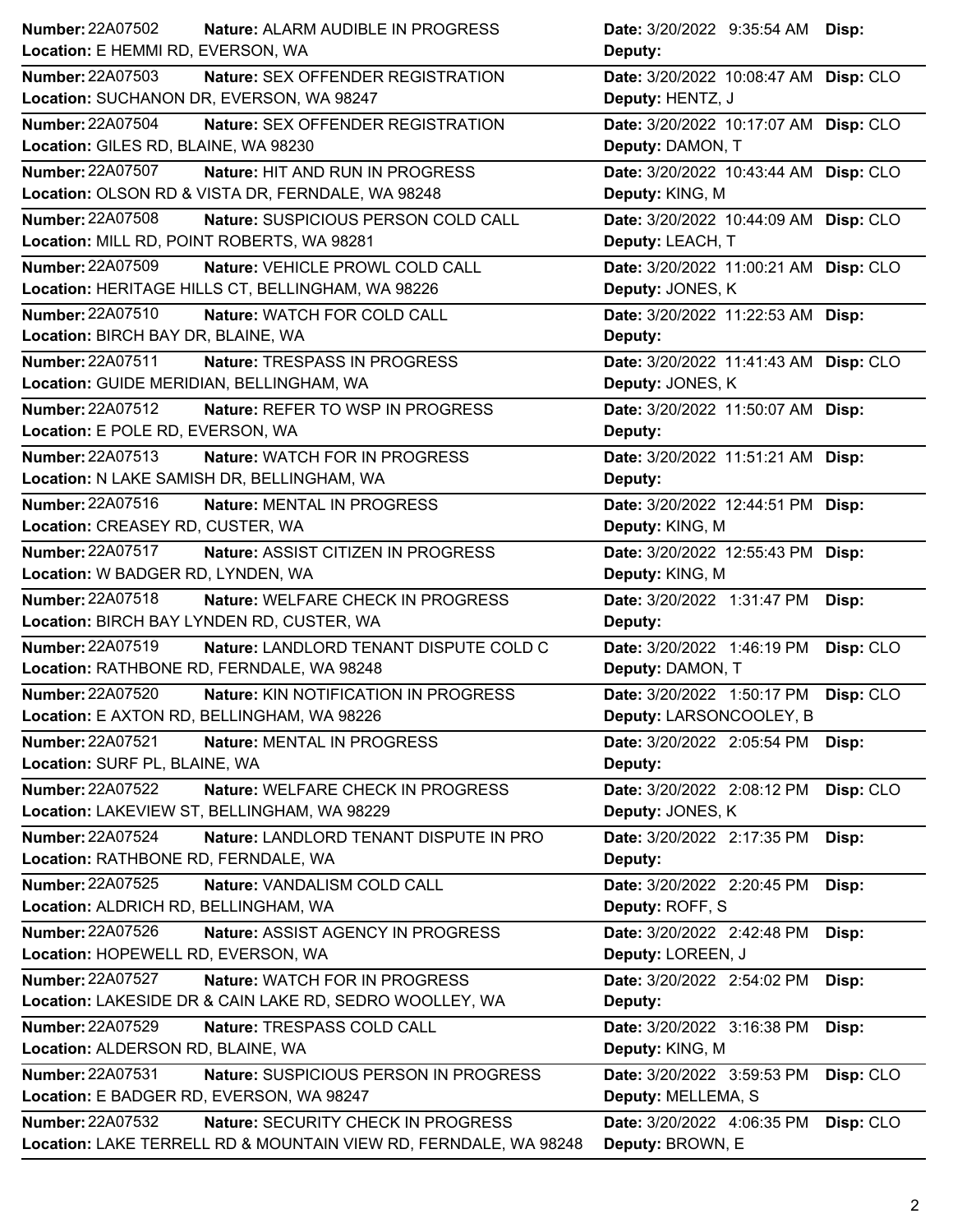| Number | Nature | Location | Date | Disp | Deputy |
|---|---|---|---|---|---|
| 22A07502 | ALARM AUDIBLE IN PROGRESS | E HEMMI RD, EVERSON, WA | 3/20/2022 9:35:54 AM | | |
| 22A07503 | SEX OFFENDER REGISTRATION | SUCHANON DR, EVERSON, WA 98247 | 3/20/2022 10:08:47 AM | CLO | HENTZ, J |
| 22A07504 | SEX OFFENDER REGISTRATION | GILES RD, BLAINE, WA 98230 | 3/20/2022 10:17:07 AM | CLO | DAMON, T |
| 22A07507 | HIT AND RUN IN PROGRESS | OLSON RD & VISTA DR, FERNDALE, WA 98248 | 3/20/2022 10:43:44 AM | CLO | KING, M |
| 22A07508 | SUSPICIOUS PERSON COLD CALL | MILL RD, POINT ROBERTS, WA 98281 | 3/20/2022 10:44:09 AM | CLO | LEACH, T |
| 22A07509 | VEHICLE PROWL COLD CALL | HERITAGE HILLS CT, BELLINGHAM, WA 98226 | 3/20/2022 11:00:21 AM | CLO | JONES, K |
| 22A07510 | WATCH FOR COLD CALL | BIRCH BAY DR, BLAINE, WA | 3/20/2022 11:22:53 AM | | |
| 22A07511 | TRESPASS IN PROGRESS | GUIDE MERIDIAN, BELLINGHAM, WA | 3/20/2022 11:41:43 AM | CLO | JONES, K |
| 22A07512 | REFER TO WSP IN PROGRESS | E POLE RD, EVERSON, WA | 3/20/2022 11:50:07 AM | | |
| 22A07513 | WATCH FOR IN PROGRESS | N LAKE SAMISH DR, BELLINGHAM, WA | 3/20/2022 11:51:21 AM | | |
| 22A07516 | MENTAL IN PROGRESS | CREASEY RD, CUSTER, WA | 3/20/2022 12:44:51 PM | | KING, M |
| 22A07517 | ASSIST CITIZEN IN PROGRESS | W BADGER RD, LYNDEN, WA | 3/20/2022 12:55:43 PM | | KING, M |
| 22A07518 | WELFARE CHECK IN PROGRESS | BIRCH BAY LYNDEN RD, CUSTER, WA | 3/20/2022 1:31:47 PM | | |
| 22A07519 | LANDLORD TENANT DISPUTE COLD C | RATHBONE RD, FERNDALE, WA 98248 | 3/20/2022 1:46:19 PM | CLO | DAMON, T |
| 22A07520 | KIN NOTIFICATION IN PROGRESS | E AXTON RD, BELLINGHAM, WA 98226 | 3/20/2022 1:50:17 PM | CLO | LARSONCOOLEY, B |
| 22A07521 | MENTAL IN PROGRESS | SURF PL, BLAINE, WA | 3/20/2022 2:05:54 PM | | |
| 22A07522 | WELFARE CHECK IN PROGRESS | LAKEVIEW ST, BELLINGHAM, WA 98229 | 3/20/2022 2:08:12 PM | CLO | JONES, K |
| 22A07524 | LANDLORD TENANT DISPUTE IN PRO | RATHBONE RD, FERNDALE, WA | 3/20/2022 2:17:35 PM | | |
| 22A07525 | VANDALISM COLD CALL | ALDRICH RD, BELLINGHAM, WA | 3/20/2022 2:20:45 PM | | ROFF, S |
| 22A07526 | ASSIST AGENCY IN PROGRESS | HOPEWELL RD, EVERSON, WA | 3/20/2022 2:42:48 PM | | LOREEN, J |
| 22A07527 | WATCH FOR IN PROGRESS | LAKESIDE DR & CAIN LAKE RD, SEDRO WOOLLEY, WA | 3/20/2022 2:54:02 PM | | |
| 22A07529 | TRESPASS COLD CALL | ALDERSON RD, BLAINE, WA | 3/20/2022 3:16:38 PM | | KING, M |
| 22A07531 | SUSPICIOUS PERSON IN PROGRESS | E BADGER RD, EVERSON, WA 98247 | 3/20/2022 3:59:53 PM | CLO | MELLEMA, S |
| 22A07532 | SECURITY CHECK IN PROGRESS | LAKE TERRELL RD & MOUNTAIN VIEW RD, FERNDALE, WA 98248 | 3/20/2022 4:06:35 PM | CLO | BROWN, E |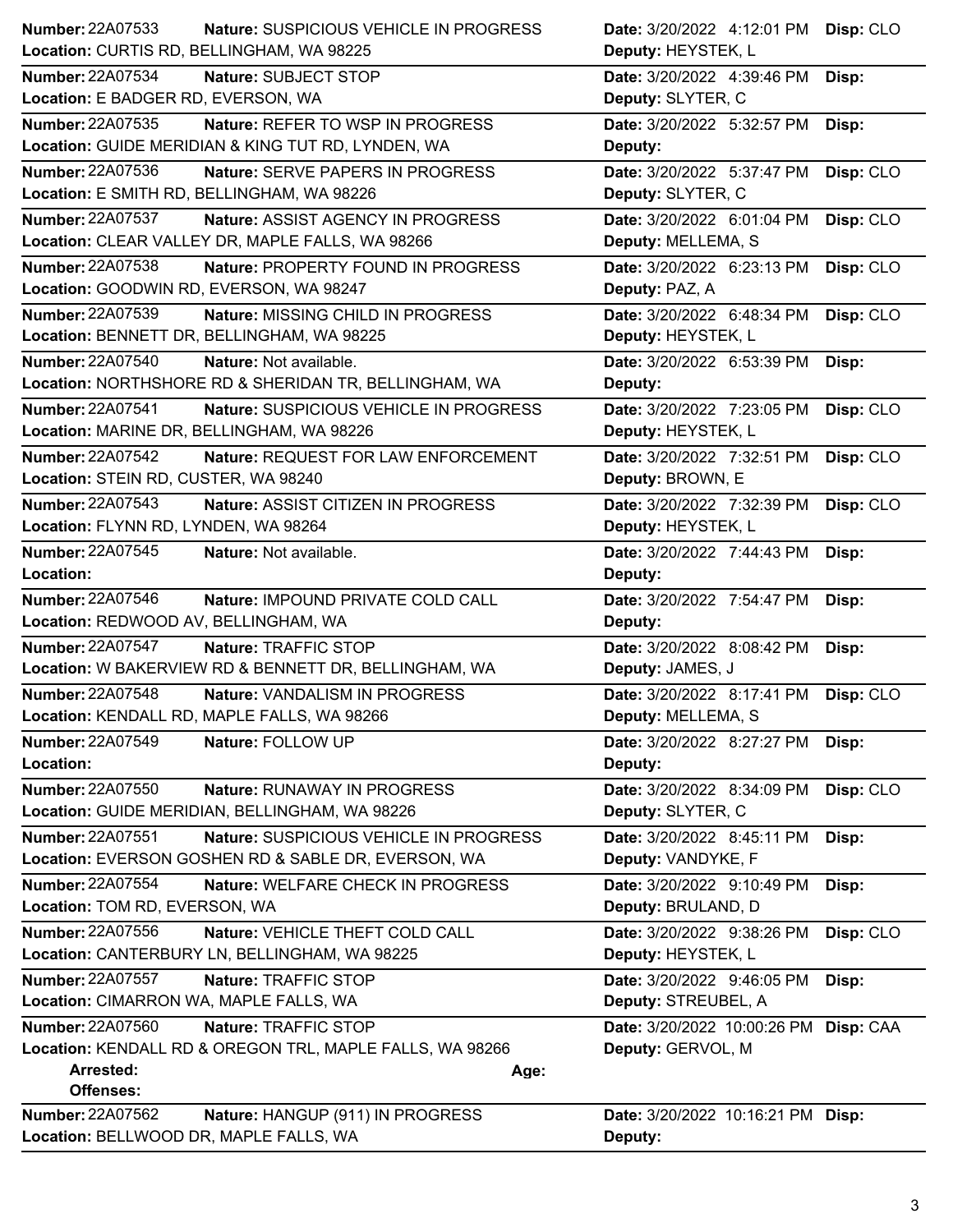**Number:** 22A07533 **Nature:** SUSPICIOUS VEHICLE IN PROGRESS **Date:** 3/20/2022 4:12:01 PM **Disp:** CLO
**Location:** CURTIS RD, BELLINGHAM, WA 98225 **Deputy:** HEYSTEK, L

---

**Number:** 22A07534 **Nature:** SUBJECT STOP **Date:** 3/20/2022 4:39:46 PM **Disp:**
**Location:** E BADGER RD, EVERSON, WA **Deputy:** SLYTER, C

---

**Number:** 22A07535 **Nature:** REFER TO WSP IN PROGRESS **Date:** 3/20/2022 5:32:57 PM **Disp:**
**Location:** GUIDE MERIDIAN & KING TUT RD, LYNDEN, WA **Deputy:**

---

**Number:** 22A07536 **Nature:** SERVE PAPERS IN PROGRESS **Date:** 3/20/2022 5:37:47 PM **Disp:** CLO
**Location:** E SMITH RD, BELLINGHAM, WA 98226 **Deputy:** SLYTER, C

---

**Number:** 22A07537 **Nature:** ASSIST AGENCY IN PROGRESS **Date:** 3/20/2022 6:01:04 PM **Disp:** CLO
**Location:** CLEAR VALLEY DR, MAPLE FALLS, WA 98266 **Deputy:** MELLEMA, S

---

**Number:** 22A07538 **Nature:** PROPERTY FOUND IN PROGRESS **Date:** 3/20/2022 6:23:13 PM **Disp:** CLO
**Location:** GOODWIN RD, EVERSON, WA 98247 **Deputy:** PAZ, A

---

**Number:** 22A07539 **Nature:** MISSING CHILD IN PROGRESS **Date:** 3/20/2022 6:48:34 PM **Disp:** CLO
**Location:** BENNETT DR, BELLINGHAM, WA 98225 **Deputy:** HEYSTEK, L

---

**Number:** 22A07540 **Nature:** Not available. **Date:** 3/20/2022 6:53:39 PM **Disp:**
**Location:** NORTHSHORE RD & SHERIDAN TR, BELLINGHAM, WA **Deputy:**

---

**Number:** 22A07541 **Nature:** SUSPICIOUS VEHICLE IN PROGRESS **Date:** 3/20/2022 7:23:05 PM **Disp:** CLO
**Location:** MARINE DR, BELLINGHAM, WA 98226 **Deputy:** HEYSTEK, L

---

**Number:** 22A07542 **Nature:** REQUEST FOR LAW ENFORCEMENT **Date:** 3/20/2022 7:32:51 PM **Disp:** CLO
**Location:** STEIN RD, CUSTER, WA 98240 **Deputy:** BROWN, E

---

**Number:** 22A07543 **Nature:** ASSIST CITIZEN IN PROGRESS **Date:** 3/20/2022 7:32:39 PM **Disp:** CLO
**Location:** FLYNN RD, LYNDEN, WA 98264 **Deputy:** HEYSTEK, L

---

**Number:** 22A07545 **Nature:** Not available. **Date:** 3/20/2022 7:44:43 PM **Disp:**
**Location:** **Deputy:**

---

**Number:** 22A07546 **Nature:** IMPOUND PRIVATE COLD CALL **Date:** 3/20/2022 7:54:47 PM **Disp:**
**Location:** REDWOOD AV, BELLINGHAM, WA **Deputy:**

---

**Number:** 22A07547 **Nature:** TRAFFIC STOP **Date:** 3/20/2022 8:08:42 PM **Disp:**
**Location:** W BAKERVIEW RD & BENNETT DR, BELLINGHAM, WA **Deputy:** JAMES, J

---

**Number:** 22A07548 **Nature:** VANDALISM IN PROGRESS **Date:** 3/20/2022 8:17:41 PM **Disp:** CLO
**Location:** KENDALL RD, MAPLE FALLS, WA 98266 **Deputy:** MELLEMA, S

---

**Number:** 22A07549 **Nature:** FOLLOW UP **Date:** 3/20/2022 8:27:27 PM **Disp:**
**Location:** **Deputy:**

---

**Number:** 22A07550 **Nature:** RUNAWAY IN PROGRESS **Date:** 3/20/2022 8:34:09 PM **Disp:** CLO
**Location:** GUIDE MERIDIAN, BELLINGHAM, WA 98226 **Deputy:** SLYTER, C

---

**Number:** 22A07551 **Nature:** SUSPICIOUS VEHICLE IN PROGRESS **Date:** 3/20/2022 8:45:11 PM **Disp:**
**Location:** EVERSON GOSHEN RD & SABLE DR, EVERSON, WA **Deputy:** VANDYKE, F

---

**Number:** 22A07554 **Nature:** WELFARE CHECK IN PROGRESS **Date:** 3/20/2022 9:10:49 PM **Disp:**
**Location:** TOM RD, EVERSON, WA **Deputy:** BRULAND, D

---

**Number:** 22A07556 **Nature:** VEHICLE THEFT COLD CALL **Date:** 3/20/2022 9:38:26 PM **Disp:** CLO
**Location:** CANTERBURY LN, BELLINGHAM, WA 98225 **Deputy:** HEYSTEK, L

---

**Number:** 22A07557 **Nature:** TRAFFIC STOP **Date:** 3/20/2022 9:46:05 PM **Disp:**
**Location:** CIMARRON WA, MAPLE FALLS, WA **Deputy:** STREUBEL, A

---

**Number:** 22A07560 **Nature:** TRAFFIC STOP **Date:** 3/20/2022 10:00:26 PM **Disp:** CAA
**Location:** KENDALL RD & OREGON TRL, MAPLE FALLS, WA 98266 **Deputy:** GERVOL, M
**Arrested:** **Age:**
**Offenses:**

---

**Number:** 22A07562 **Nature:** HANGUP (911) IN PROGRESS **Date:** 3/20/2022 10:16:21 PM **Disp:**
**Location:** BELLWOOD DR, MAPLE FALLS, WA **Deputy:**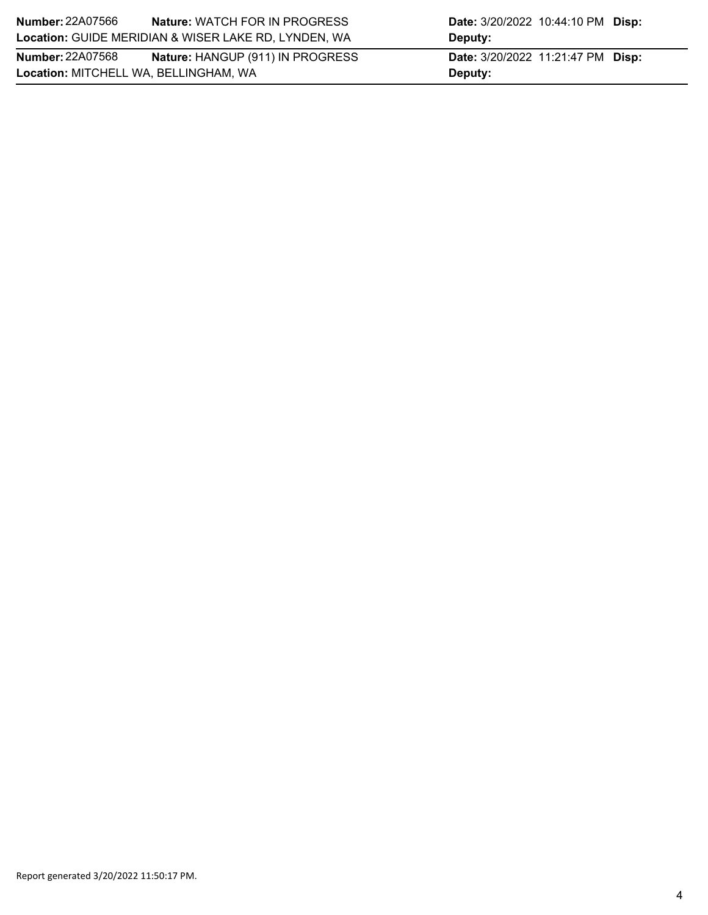**Number:** 22A07566 **Nature:** WATCH FOR IN PROGRESS **Date:** 3/20/2022 10:44:10 PM **Disp:**
**Location:** GUIDE MERIDIAN & WISER LAKE RD, LYNDEN, WA **Deputy:**

---

**Number:** 22A07568 **Nature:** HANGUP (911) IN PROGRESS **Date:** 3/20/2022 11:21:47 PM **Disp:**
**Location:** MITCHELL WA, BELLINGHAM, WA **Deputy:**

---

Report generated 3/20/2022 11:50:17 PM.